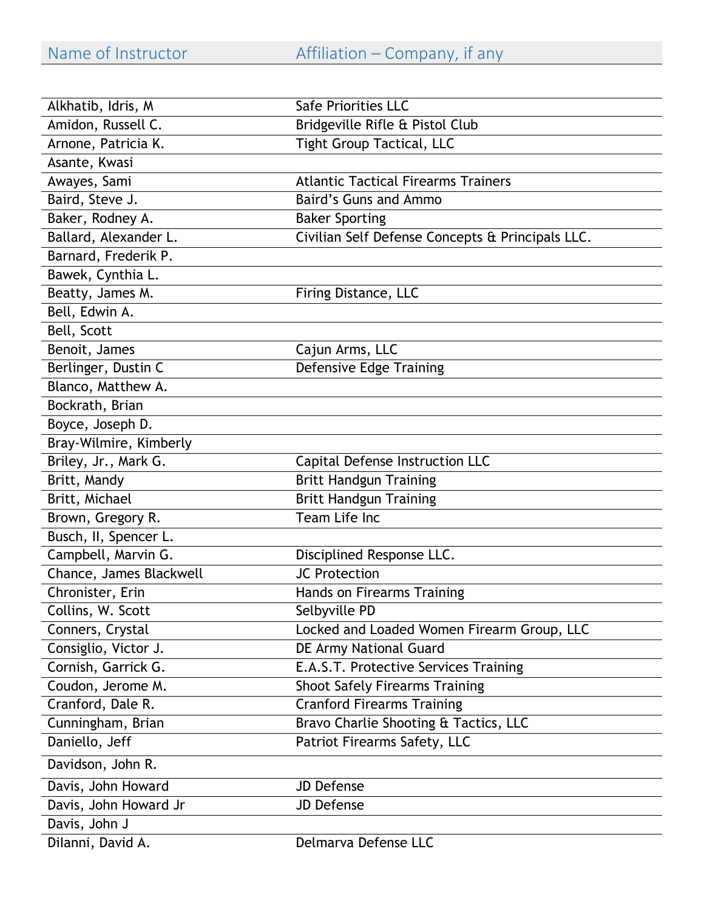| Name of Instructor | Affiliation – Company, if any |
|---|---|
| Alkhatib, Idris, M | Safe Priorities LLC |
| Amidon, Russell C. | Bridgeville Rifle & Pistol Club |
| Arnone, Patricia K. | Tight Group Tactical, LLC |
| Asante, Kwasi | |
| Awayes, Sami | Atlantic Tactical Firearms Trainers |
| Baird, Steve J. | Baird's Guns and Ammo |
| Baker, Rodney A. | Baker Sporting |
| Ballard, Alexander L. | Civilian Self Defense Concepts & Principals LLC. |
| Barnard, Frederik P. | |
| Bawek, Cynthia L. | |
| Beatty, James M. | Firing Distance, LLC |
| Bell, Edwin A. | |
| Bell, Scott | |
| Benoit, James | Cajun Arms, LLC |
| Berlinger, Dustin C | Defensive Edge Training |
| Blanco, Matthew A. | |
| Bockrath, Brian | |
| Boyce, Joseph D. | |
| Bray-Wilmire, Kimberly | |
| Briley, Jr., Mark G. | Capital Defense Instruction LLC |
| Britt, Mandy | Britt Handgun Training |
| Britt, Michael | Britt Handgun Training |
| Brown, Gregory R. | Team Life Inc |
| Busch, II, Spencer L. | |
| Campbell, Marvin G. | Disciplined Response LLC. |
| Chance, James Blackwell | JC Protection |
| Chronister, Erin | Hands on Firearms Training |
| Collins, W. Scott | Selbyville PD |
| Conners, Crystal | Locked and Loaded Women Firearm Group, LLC |
| Consiglio, Victor J. | DE Army National Guard |
| Cornish, Garrick G. | E.A.S.T. Protective Services Training |
| Coudon, Jerome M. | Shoot Safely Firearms Training |
| Cranford, Dale R. | Cranford Firearms Training |
| Cunningham, Brian | Bravo Charlie Shooting & Tactics, LLC |
| Daniello, Jeff | Patriot Firearms Safety, LLC |
| Davidson, John R. | |
| Davis, John Howard | JD Defense |
| Davis, John Howard Jr | JD Defense |
| Davis, John J | |
| DiIanni, David A. | Delmarva Defense LLC |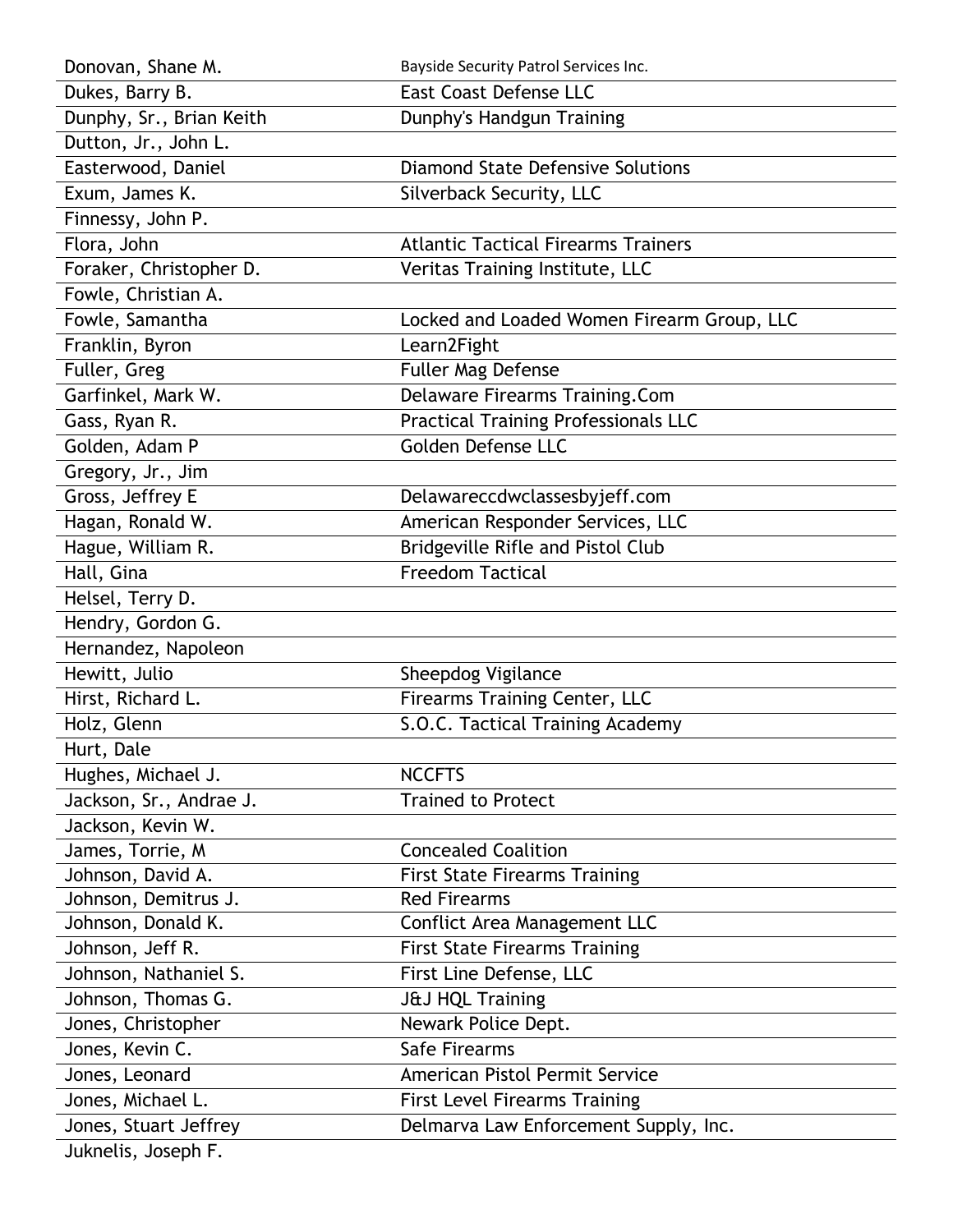| | |
|---|---|
| Donovan, Shane M. | Bayside Security Patrol Services Inc. |
| Dukes, Barry B. | East Coast Defense LLC |
| Dunphy, Sr., Brian Keith | Dunphy's Handgun Training |
| Dutton, Jr., John L. | |
| Easterwood, Daniel | Diamond State Defensive Solutions |
| Exum, James K. | Silverback Security, LLC |
| Finnessy, John P. | |
| Flora, John | Atlantic Tactical Firearms Trainers |
| Foraker, Christopher D. | Veritas Training Institute, LLC |
| Fowle, Christian A. | |
| Fowle, Samantha | Locked and Loaded Women Firearm Group, LLC |
| Franklin, Byron | Learn2Fight |
| Fuller, Greg | Fuller Mag Defense |
| Garfinkel, Mark W. | Delaware Firearms Training.Com |
| Gass, Ryan R. | Practical Training Professionals LLC |
| Golden, Adam P | Golden Defense LLC |
| Gregory, Jr., Jim | |
| Gross, Jeffrey E | Delawareccdwclassesbyjeff.com |
| Hagan, Ronald W. | American Responder Services, LLC |
| Hague, William R. | Bridgeville Rifle and Pistol Club |
| Hall, Gina | Freedom Tactical |
| Helsel, Terry D. | |
| Hendry, Gordon G. | |
| Hernandez, Napoleon | |
| Hewitt, Julio | Sheepdog Vigilance |
| Hirst, Richard L. | Firearms Training Center, LLC |
| Holz, Glenn | S.O.C. Tactical Training Academy |
| Hurt, Dale | |
| Hughes, Michael J. | NCCFTS |
| Jackson, Sr., Andrae J. | Trained to Protect |
| Jackson, Kevin W. | |
| James, Torrie, M | Concealed Coalition |
| Johnson, David A. | First State Firearms Training |
| Johnson, Demitrus J. | Red Firearms |
| Johnson, Donald K. | Conflict Area Management LLC |
| Johnson, Jeff R. | First State Firearms Training |
| Johnson, Nathaniel S. | First Line Defense, LLC |
| Johnson, Thomas G. | J&J HQL Training |
| Jones, Christopher | Newark Police Dept. |
| Jones, Kevin C. | Safe Firearms |
| Jones, Leonard | American Pistol Permit Service |
| Jones, Michael L. | First Level Firearms Training |
| Jones, Stuart Jeffrey | Delmarva Law Enforcement Supply, Inc. |
| Juknelis, Joseph F. | |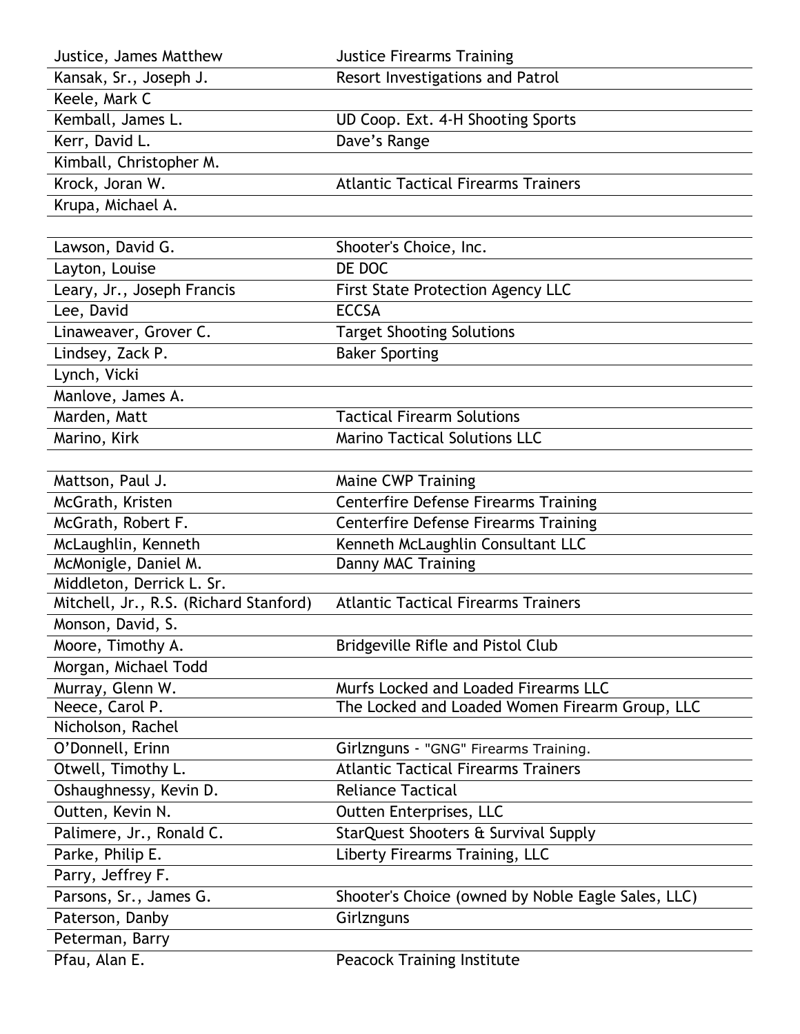| | |
|---|---|
| Justice, James Matthew | Justice Firearms Training |
| Kansak, Sr., Joseph J. | Resort Investigations and Patrol |
| Keele, Mark C | |
| Kemball, James L. | UD Coop. Ext. 4-H Shooting Sports |
| Kerr, David L. | Dave's Range |
| Kimball, Christopher M. | |
| Krock, Joran W. | Atlantic Tactical Firearms Trainers |
| Krupa, Michael A. | |
| | |
| Lawson, David G. | Shooter's Choice, Inc. |
| Layton, Louise | DE DOC |
| Leary, Jr., Joseph Francis | First State Protection Agency LLC |
| Lee, David | ECCSA |
| Linaweaver, Grover C. | Target Shooting Solutions |
| Lindsey, Zack P. | Baker Sporting |
| Lynch, Vicki | |
| Manlove, James A. | |
| Marden, Matt | Tactical Firearm Solutions |
| Marino, Kirk | Marino Tactical Solutions LLC |
| | |
| Mattson, Paul J. | Maine CWP Training |
| McGrath, Kristen | Centerfire Defense Firearms Training |
| McGrath, Robert F. | Centerfire Defense Firearms Training |
| McLaughlin, Kenneth | Kenneth McLaughlin Consultant LLC |
| McMonigle, Daniel M. | Danny MAC Training |
| Middleton, Derrick L. Sr. | |
| Mitchell, Jr., R.S. (Richard Stanford) | Atlantic Tactical Firearms Trainers |
| Monson, David, S. | |
| Moore, Timothy A. | Bridgeville Rifle and Pistol Club |
| Morgan, Michael Todd | |
| Murray, Glenn W. | Murfs Locked and Loaded Firearms LLC |
| Neece, Carol P. | The Locked and Loaded Women Firearm Group, LLC |
| Nicholson, Rachel | |
| O'Donnell, Erinn | Girlznguns - "GNG" Firearms Training. |
| Otwell, Timothy L. | Atlantic Tactical Firearms Trainers |
| Oshaughnessy, Kevin D. | Reliance Tactical |
| Outten, Kevin N. | Outten Enterprises, LLC |
| Palimere, Jr., Ronald C. | StarQuest Shooters & Survival Supply |
| Parke, Philip E. | Liberty Firearms Training, LLC |
| Parry, Jeffrey F. | |
| Parsons, Sr., James G. | Shooter's Choice (owned by Noble Eagle Sales, LLC) |
| Paterson, Danby | Girlznguns |
| Peterman, Barry | |
| Pfau, Alan E. | Peacock Training Institute |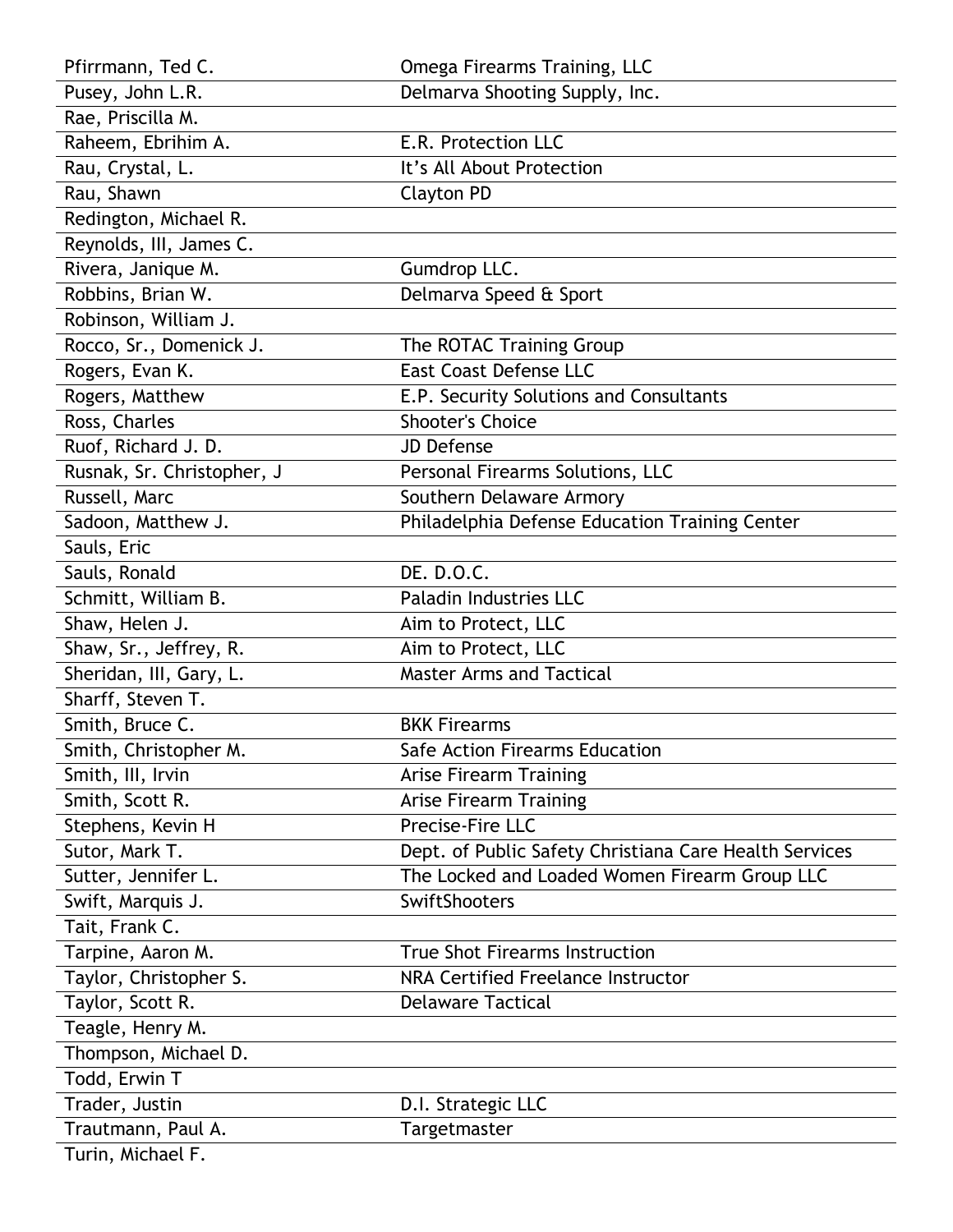| | |
|---|---|
| Pfirrmann, Ted C. | Omega Firearms Training, LLC |
| Pusey, John L.R. | Delmarva Shooting Supply, Inc. |
| Rae, Priscilla M. | |
| Raheem, Ebrihim A. | E.R. Protection LLC |
| Rau, Crystal, L. | It's All About Protection |
| Rau, Shawn | Clayton PD |
| Redington, Michael R. | |
| Reynolds, III, James C. | |
| Rivera, Janique M. | Gumdrop LLC. |
| Robbins, Brian W. | Delmarva Speed & Sport |
| Robinson, William J. | |
| Rocco, Sr., Domenick J. | The ROTAC Training Group |
| Rogers, Evan K. | East Coast Defense LLC |
| Rogers, Matthew | E.P. Security Solutions and Consultants |
| Ross, Charles | Shooter's Choice |
| Ruof, Richard J. D. | JD Defense |
| Rusnak, Sr. Christopher, J | Personal Firearms Solutions, LLC |
| Russell, Marc | Southern Delaware Armory |
| Sadoon, Matthew J. | Philadelphia Defense Education Training Center |
| Sauls, Eric | |
| Sauls, Ronald | DE. D.O.C. |
| Schmitt, William B. | Paladin Industries LLC |
| Shaw, Helen J. | Aim to Protect, LLC |
| Shaw, Sr., Jeffrey, R. | Aim to Protect, LLC |
| Sheridan, III, Gary, L. | Master Arms and Tactical |
| Sharff, Steven T. | |
| Smith, Bruce C. | BKK Firearms |
| Smith, Christopher M. | Safe Action Firearms Education |
| Smith, III, Irvin | Arise Firearm Training |
| Smith, Scott R. | Arise Firearm Training |
| Stephens, Kevin H | Precise-Fire LLC |
| Sutor, Mark T. | Dept. of Public Safety Christiana Care Health Services |
| Sutter, Jennifer L. | The Locked and Loaded Women Firearm Group LLC |
| Swift, Marquis J. | SwiftShooters |
| Tait, Frank C. | |
| Tarpine, Aaron M. | True Shot Firearms Instruction |
| Taylor, Christopher S. | NRA Certified Freelance Instructor |
| Taylor, Scott R. | Delaware Tactical |
| Teagle, Henry M. | |
| Thompson, Michael D. | |
| Todd, Erwin T | |
| Trader, Justin | D.I. Strategic LLC |
| Trautmann, Paul A. | Targetmaster |
| Turin, Michael F. | |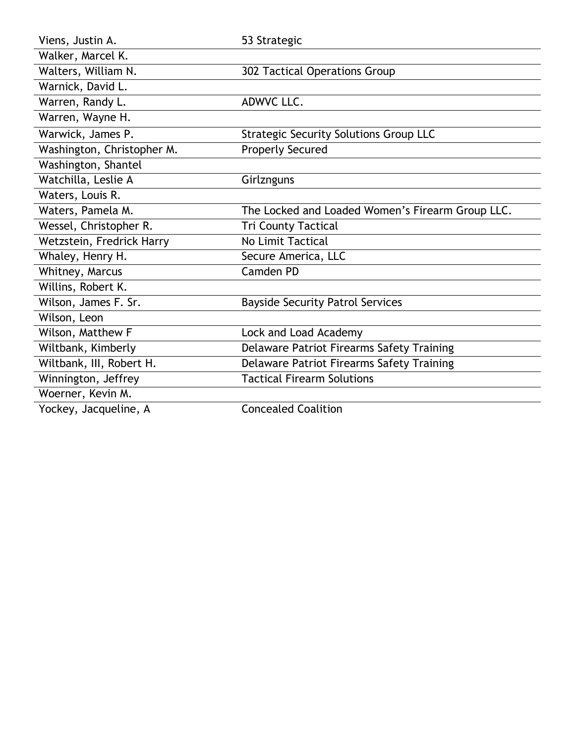| | |
|---|---|
| Viens, Justin A. | 53 Strategic |
| Walker, Marcel K. | |
| Walters, William N. | 302 Tactical Operations Group |
| Warnick, David L. | |
| Warren, Randy L. | ADWVC LLC. |
| Warren, Wayne H. | |
| Warwick, James P. | Strategic Security Solutions Group LLC |
| Washington, Christopher M. | Properly Secured |
| Washington, Shantel | |
| Watchilla, Leslie A | Girlznguns |
| Waters, Louis R. | |
| Waters, Pamela M. | The Locked and Loaded Women's Firearm Group LLC. |
| Wessel, Christopher R. | Tri County Tactical |
| Wetzstein, Fredrick Harry | No Limit Tactical |
| Whaley, Henry H. | Secure America, LLC |
| Whitney, Marcus | Camden PD |
| Willins, Robert K. | |
| Wilson, James F. Sr. | Bayside Security Patrol Services |
| Wilson, Leon | |
| Wilson, Matthew F | Lock and Load Academy |
| Wiltbank, Kimberly | Delaware Patriot Firearms Safety Training |
| Wiltbank, III, Robert H. | Delaware Patriot Firearms Safety Training |
| Winnington, Jeffrey | Tactical Firearm Solutions |
| Woerner, Kevin M. | |
| Yockey, Jacqueline, A | Concealed Coalition |